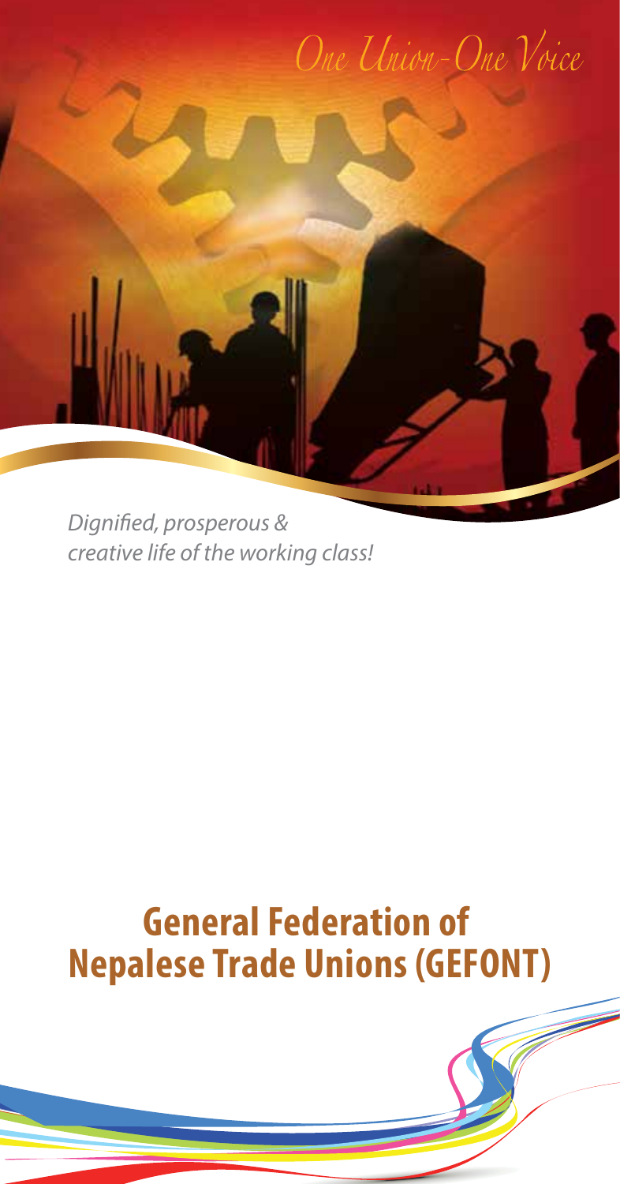*One Union-One Voice*

*Dignified, prosperous & creative life of the working class!*

# General Federation of Nepalese Trade Unions (GEFONT)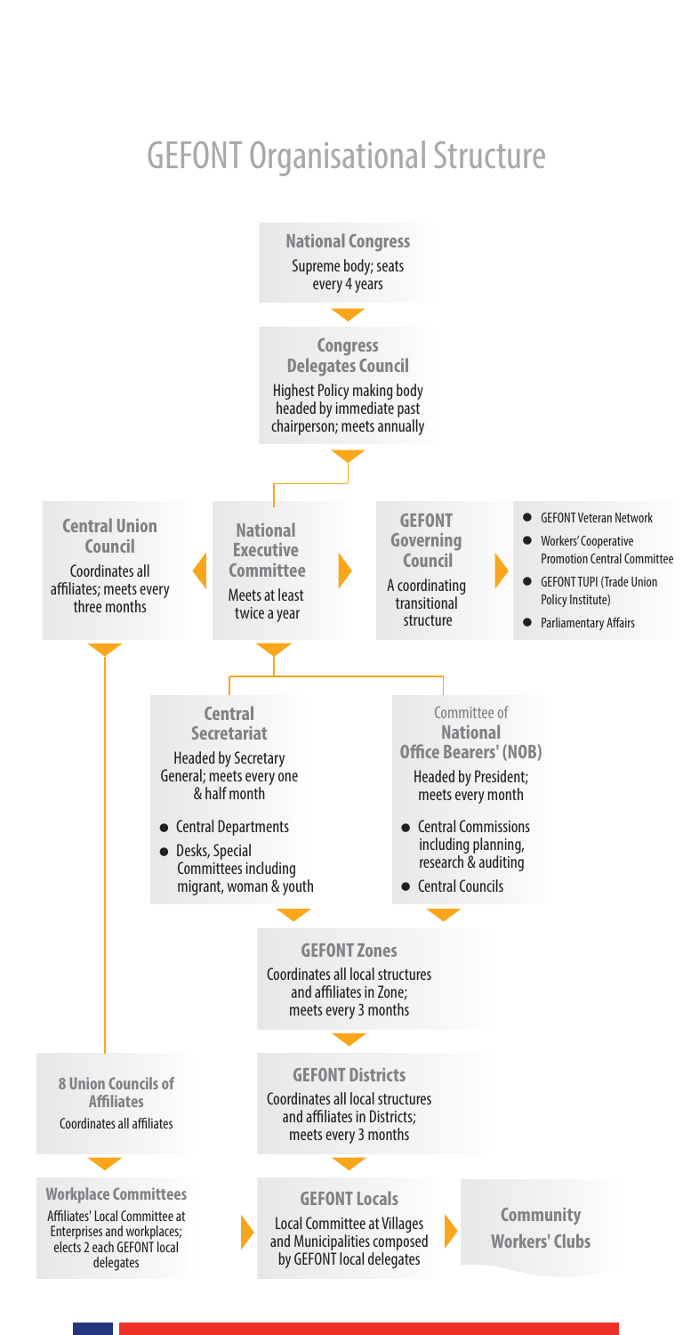# GEFONT Organisational Structure

**National Congress**
Supreme body; seats every 4 years

**Congress Delegates Council**
Highest Policy making body headed by immediate past chairperson; meets annually

**Central Union Council**
Coordinates all affiliates; meets every three months

**National Executive Committee**
Meets at least twice a year

**GEFONT Governing Council**
A coordinating transitional structure

- GEFONT Veteran Network
- Workers' Cooperative Promotion Central Committee
- GEFONT TUPI (Trade Union Policy Institute)
- Parliamentary Affairs

**Central Secretariat**
Headed by Secretary General; meets every one & half month

- Central Departments
- Desks, Special Committees including migrant, woman & youth

Committee of **National Office Bearers' (NOB)**
Headed by President; meets every month

- Central Commissions including planning, research & auditing
- Central Councils

**GEFONT Zones**
Coordinates all local structures and affiliates in Zone; meets every 3 months

**GEFONT Districts**
Coordinates all local structures and affiliates in Districts; meets every 3 months

**8 Union Councils of Affiliates**
Coordinates all affiliates

**Workplace Committees**
Affiliates' Local Committee at Enterprises and workplaces; elects 2 each GEFONT local delegates

**GEFONT Locals**
Local Committee at Villages and Municipalities composed by GEFONT local delegates

**Community Workers' Clubs**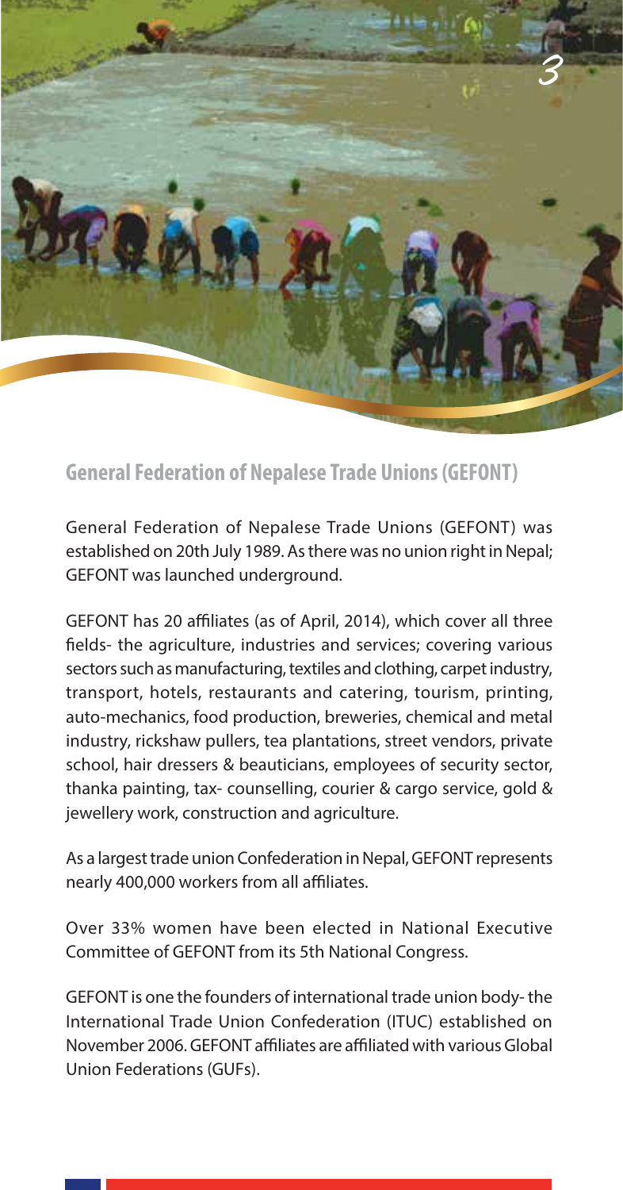## General Federation of Nepalese Trade Unions (GEFONT)

General Federation of Nepalese Trade Unions (GEFONT) was established on 20th July 1989. As there was no union right in Nepal; GEFONT was launched underground.

GEFONT has 20 affiliates (as of April, 2014), which cover all three fields- the agriculture, industries and services; covering various sectors such as manufacturing, textiles and clothing, carpet industry, transport, hotels, restaurants and catering, tourism, printing, auto-mechanics, food production, breweries, chemical and metal industry, rickshaw pullers, tea plantations, street vendors, private school, hair dressers & beauticians, employees of security sector, thanka painting, tax- counselling, courier & cargo service, gold & jewellery work, construction and agriculture.

As a largest trade union Confederation in Nepal, GEFONT represents nearly 400,000 workers from all affiliates.

Over 33% women have been elected in National Executive Committee of GEFONT from its 5th National Congress.

GEFONT is one the founders of international trade union body- the International Trade Union Confederation (ITUC) established on November 2006. GEFONT affiliates are affiliated with various Global Union Federations (GUFs).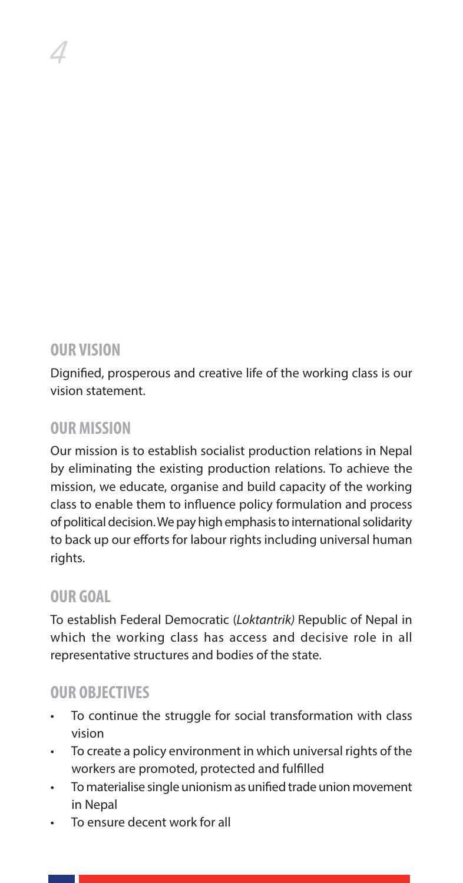## OUR VISION

Dignified, prosperous and creative life of the working class is our vision statement.

## OUR MISSION

Our mission is to establish socialist production relations in Nepal by eliminating the existing production relations. To achieve the mission, we educate, organise and build capacity of the working class to enable them to influence policy formulation and process of political decision. We pay high emphasis to international solidarity to back up our efforts for labour rights including universal human rights.

## OUR GOAL

To establish Federal Democratic (*Loktantrik)* Republic of Nepal in which the working class has access and decisive role in all representative structures and bodies of the state.

## OUR OBJECTIVES

- To continue the struggle for social transformation with class vision
- To create a policy environment in which universal rights of the workers are promoted, protected and fulfilled
- To materialise single unionism as unified trade union movement in Nepal
- To ensure decent work for all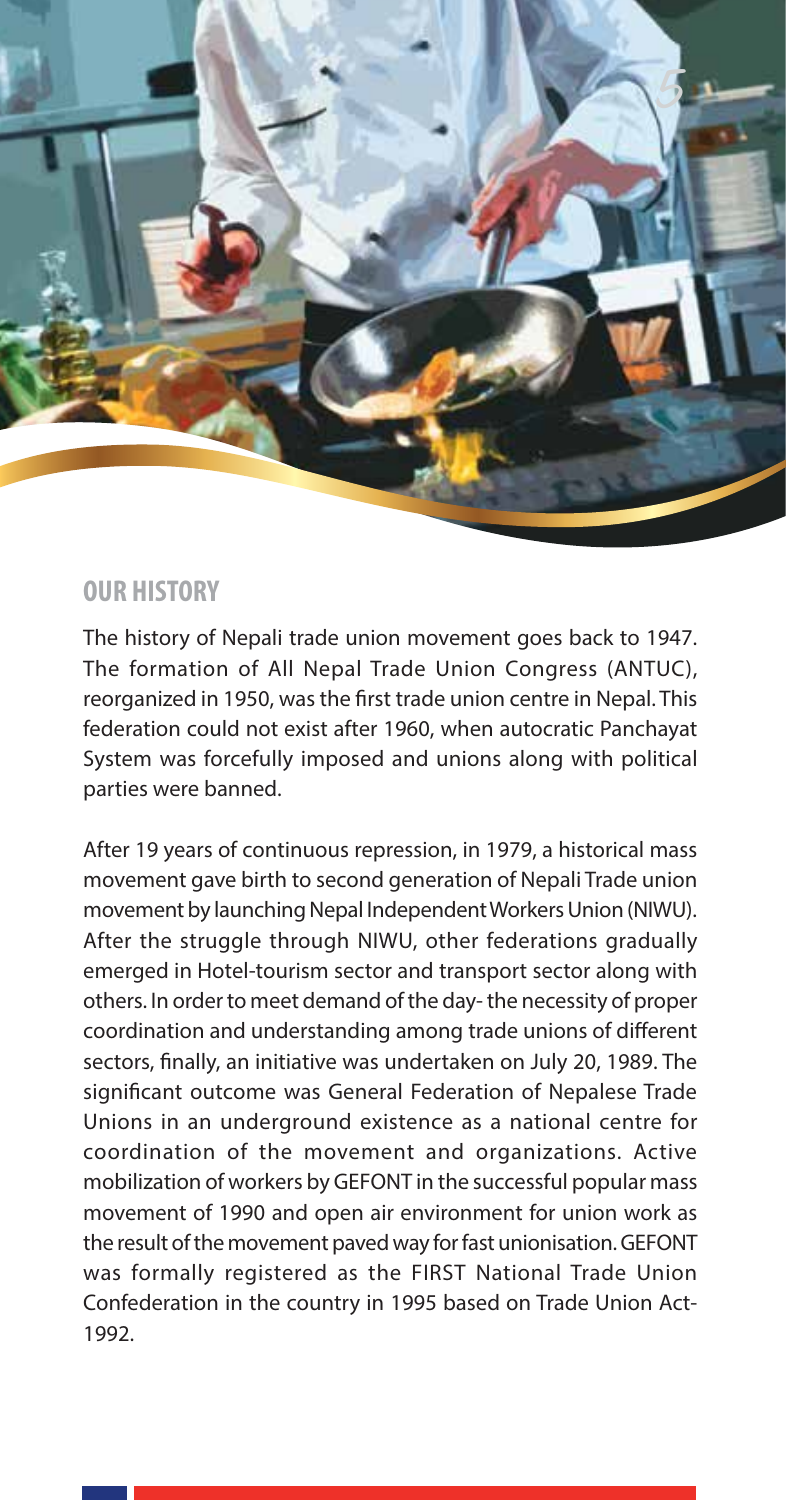## OUR HISTORY

The history of Nepali trade union movement goes back to 1947. The formation of All Nepal Trade Union Congress (ANTUC), reorganized in 1950, was the first trade union centre in Nepal. This federation could not exist after 1960, when autocratic Panchayat System was forcefully imposed and unions along with political parties were banned.

After 19 years of continuous repression, in 1979, a historical mass movement gave birth to second generation of Nepali Trade union movement by launching Nepal Independent Workers Union (NIWU). After the struggle through NIWU, other federations gradually emerged in Hotel-tourism sector and transport sector along with others. In order to meet demand of the day- the necessity of proper coordination and understanding among trade unions of different sectors, finally, an initiative was undertaken on July 20, 1989. The significant outcome was General Federation of Nepalese Trade Unions in an underground existence as a national centre for coordination of the movement and organizations. Active mobilization of workers by GEFONT in the successful popular mass movement of 1990 and open air environment for union work as the result of the movement paved way for fast unionisation. GEFONT was formally registered as the FIRST National Trade Union Confederation in the country in 1995 based on Trade Union Act-1992.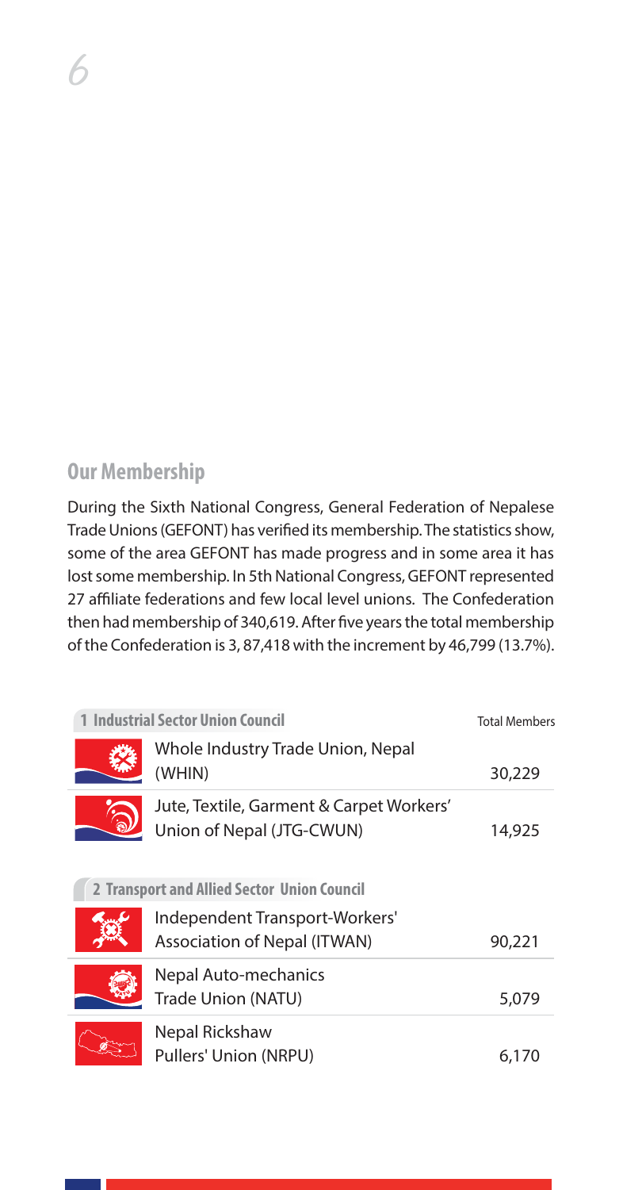## Our Membership

During the Sixth National Congress, General Federation of Nepalese Trade Unions (GEFONT) has verified its membership. The statistics show, some of the area GEFONT has made progress and in some area it has lost some membership. In 5th National Congress, GEFONT represented 27 affiliate federations and few local level unions. The Confederation then had membership of 340,619. After five years the total membership of the Confederation is 3, 87,418 with the increment by 46,799 (13.7%).

| 1 Industrial Sector Union Council | Total Members |
|---|---|
| Whole Industry Trade Union, Nepal (WHIN) | 30,229 |
| Jute, Textile, Garment & Carpet Workers' Union of Nepal (JTG-CWUN) | 14,925 |
| **2 Transport and Allied Sector Union Council** | |
| Independent Transport-Workers' Association of Nepal (ITWAN) | 90,221 |
| Nepal Auto-mechanics Trade Union (NATU) | 5,079 |
| Nepal Rickshaw Pullers' Union (NRPU) | 6,170 |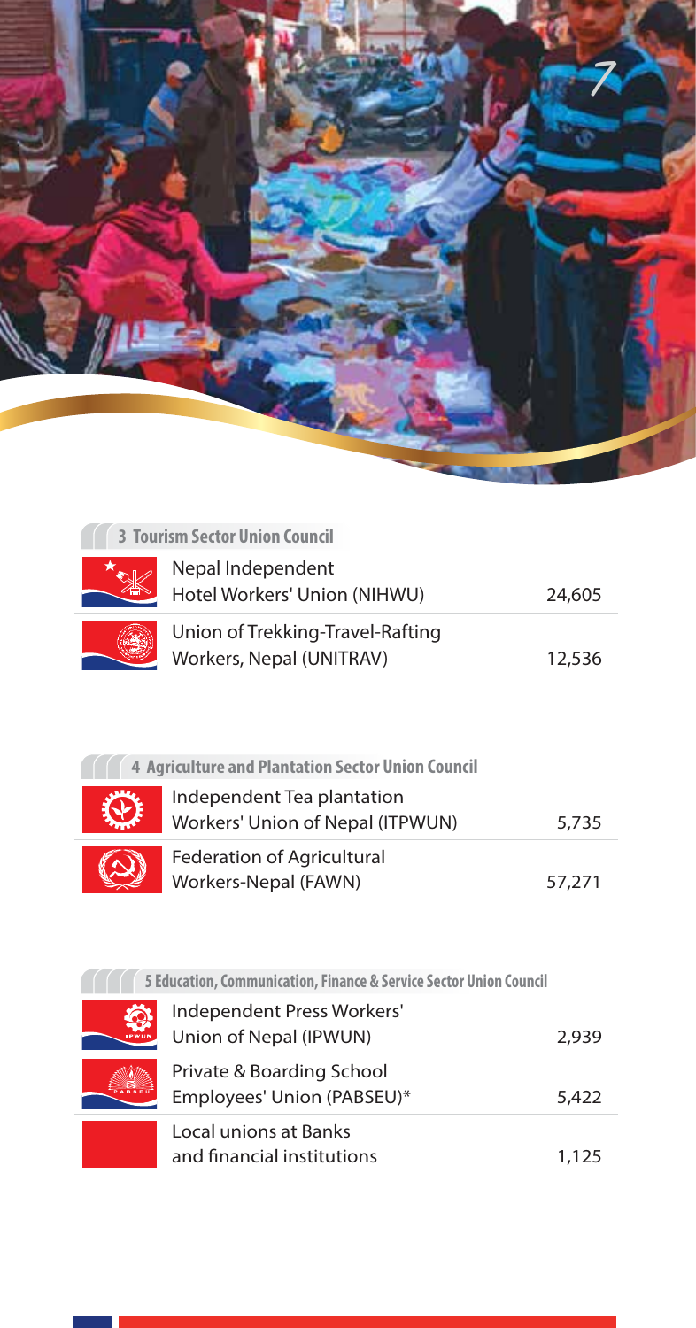### 3 Tourism Sector Union Council

| Union | Members |
|---|---|
| Nepal Independent Hotel Workers' Union (NIHWU) | 24,605 |
| Union of Trekking-Travel-Rafting Workers, Nepal (UNITRAV) | 12,536 |

### 4 Agriculture and Plantation Sector Union Council

| Union | Members |
|---|---|
| Independent Tea plantation Workers' Union of Nepal (ITPWUN) | 5,735 |
| Federation of Agricultural Workers-Nepal (FAWN) | 57,271 |

### 5 Education, Communication, Finance & Service Sector Union Council

| Union | Members |
|---|---|
| Independent Press Workers' Union of Nepal (IPWUN) | 2,939 |
| Private & Boarding School Employees' Union (PABSEU)* | 5,422 |
| Local unions at Banks and financial institutions | 1,125 |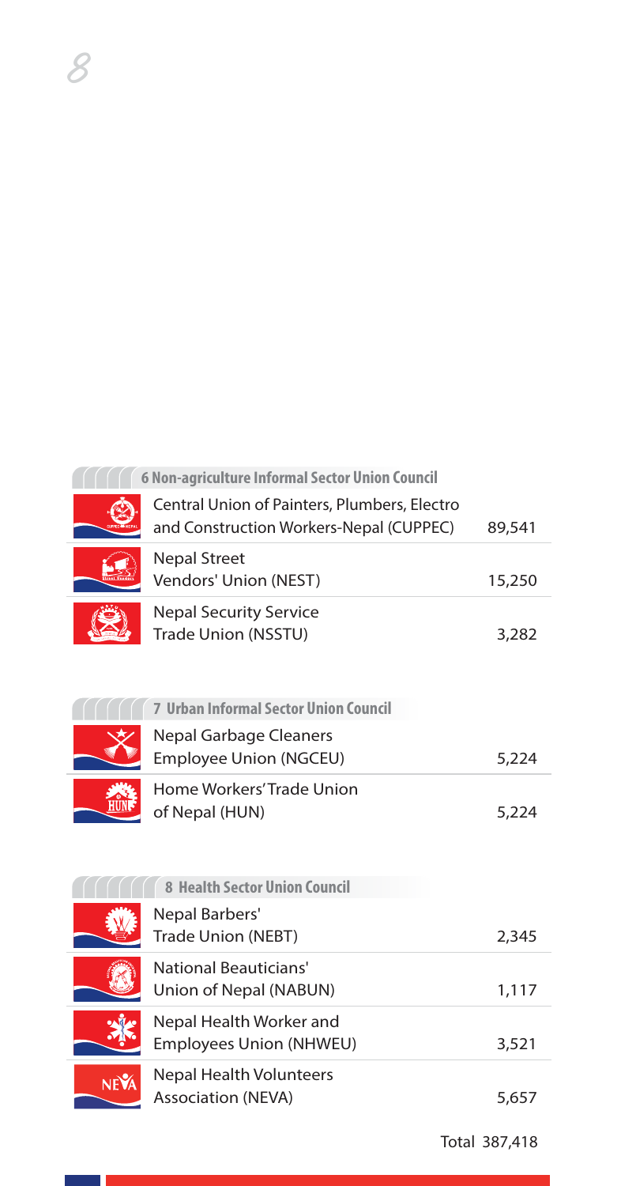### 6 Non-agriculture Informal Sector Union Council

| Union | Members |
|---|---|
| Central Union of Painters, Plumbers, Electro and Construction Workers-Nepal (CUPPEC) | 89,541 |
| Nepal Street Vendors' Union (NEST) | 15,250 |
| Nepal Security Service Trade Union (NSSTU) | 3,282 |

### 7 Urban Informal Sector Union Council

| Union | Members |
|---|---|
| Nepal Garbage Cleaners Employee Union (NGCEU) | 5,224 |
| Home Workers' Trade Union of Nepal (HUN) | 5,224 |

### 8 Health Sector Union Council

| Union | Members |
|---|---|
| Nepal Barbers' Trade Union (NEBT) | 2,345 |
| National Beauticians' Union of Nepal (NABUN) | 1,117 |
| Nepal Health Worker and Employees Union (NHWEU) | 3,521 |
| Nepal Health Volunteers Association (NEVA) | 5,657 |

Total 387,418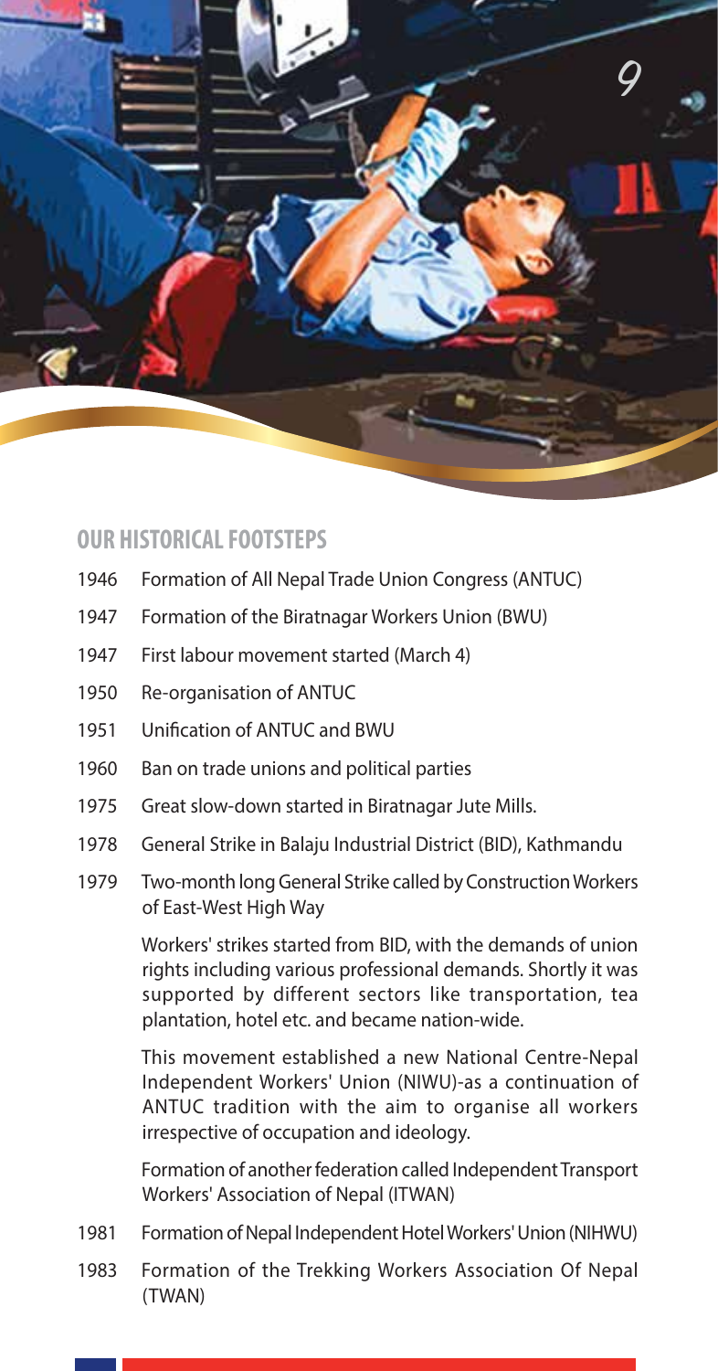## OUR HISTORICAL FOOTSTEPS

1946 Formation of All Nepal Trade Union Congress (ANTUC)

1947 Formation of the Biratnagar Workers Union (BWU)

1947 First labour movement started (March 4)

1950 Re-organisation of ANTUC

1951 Unification of ANTUC and BWU

1960 Ban on trade unions and political parties

1975 Great slow-down started in Biratnagar Jute Mills.

1978 General Strike in Balaju Industrial District (BID), Kathmandu

1979 Two-month long General Strike called by Construction Workers of East-West High Way

Workers' strikes started from BID, with the demands of union rights including various professional demands. Shortly it was supported by different sectors like transportation, tea plantation, hotel etc. and became nation-wide.

This movement established a new National Centre-Nepal Independent Workers' Union (NIWU)-as a continuation of ANTUC tradition with the aim to organise all workers irrespective of occupation and ideology.

Formation of another federation called Independent Transport Workers' Association of Nepal (ITWAN)

1981 Formation of Nepal Independent Hotel Workers' Union (NIHWU)

1983 Formation of the Trekking Workers Association Of Nepal (TWAN)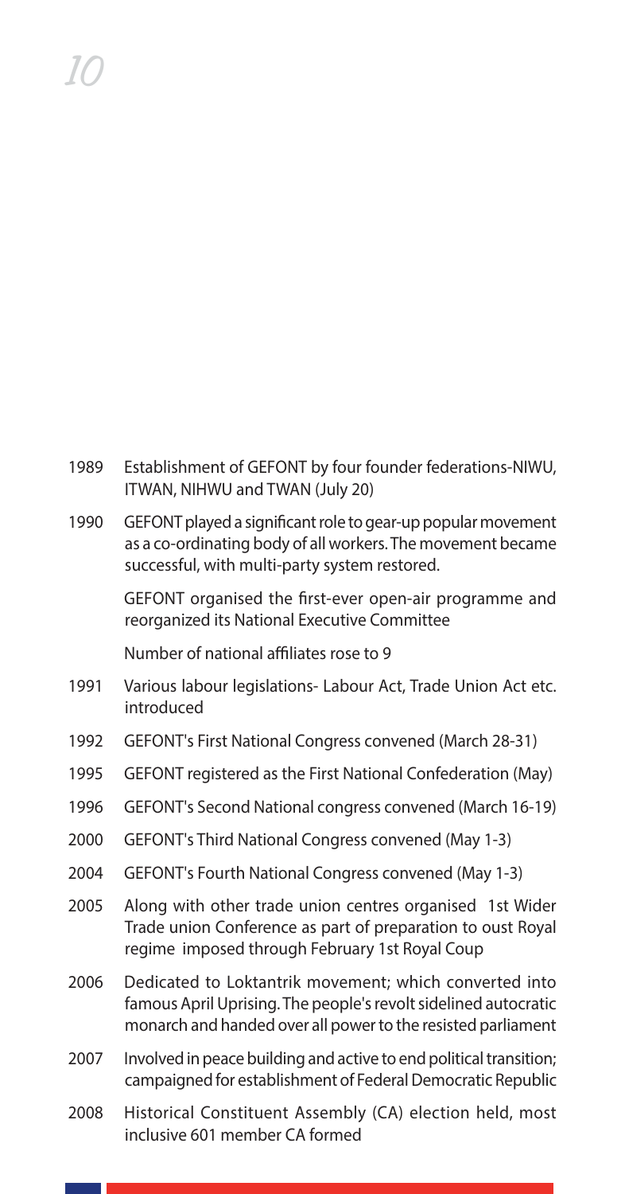1989 Establishment of GEFONT by four founder federations-NIWU, ITWAN, NIHWU and TWAN (July 20)

1990 GEFONT played a significant role to gear-up popular movement as a co-ordinating body of all workers. The movement became successful, with multi-party system restored.

GEFONT organised the first-ever open-air programme and reorganized its National Executive Committee

Number of national affiliates rose to 9

1991 Various labour legislations- Labour Act, Trade Union Act etc. introduced

1992 GEFONT's First National Congress convened (March 28-31)

1995 GEFONT registered as the First National Confederation (May)

1996 GEFONT's Second National congress convened (March 16-19)

2000 GEFONT's Third National Congress convened (May 1-3)

2004 GEFONT's Fourth National Congress convened (May 1-3)

2005 Along with other trade union centres organised 1st Wider Trade union Conference as part of preparation to oust Royal regime imposed through February 1st Royal Coup

2006 Dedicated to Loktantrik movement; which converted into famous April Uprising. The people's revolt sidelined autocratic monarch and handed over all power to the resisted parliament

2007 Involved in peace building and active to end political transition; campaigned for establishment of Federal Democratic Republic

2008 Historical Constituent Assembly (CA) election held, most inclusive 601 member CA formed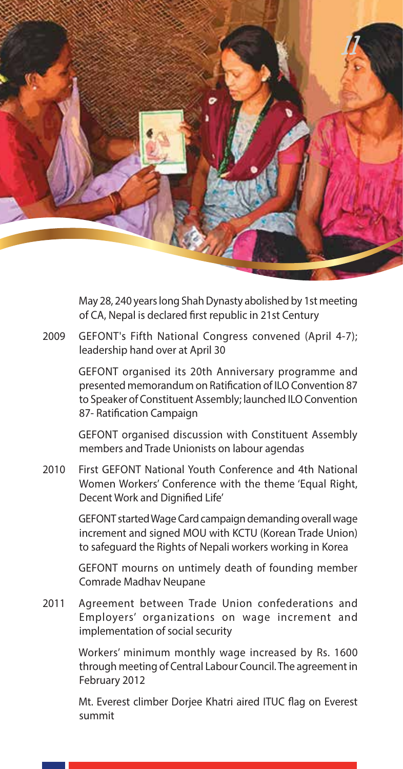May 28, 240 years long Shah Dynasty abolished by 1st meeting of CA, Nepal is declared first republic in 21st Century

2009 GEFONT's Fifth National Congress convened (April 4-7); leadership hand over at April 30

GEFONT organised its 20th Anniversary programme and presented memorandum on Ratification of ILO Convention 87 to Speaker of Constituent Assembly; launched ILO Convention 87- Ratification Campaign

GEFONT organised discussion with Constituent Assembly members and Trade Unionists on labour agendas

2010 First GEFONT National Youth Conference and 4th National Women Workers' Conference with the theme 'Equal Right, Decent Work and Dignified Life'

GEFONT started Wage Card campaign demanding overall wage increment and signed MOU with KCTU (Korean Trade Union) to safeguard the Rights of Nepali workers working in Korea

GEFONT mourns on untimely death of founding member Comrade Madhav Neupane

2011 Agreement between Trade Union confederations and Employers' organizations on wage increment and implementation of social security

Workers' minimum monthly wage increased by Rs. 1600 through meeting of Central Labour Council. The agreement in February 2012

Mt. Everest climber Dorjee Khatri aired ITUC flag on Everest summit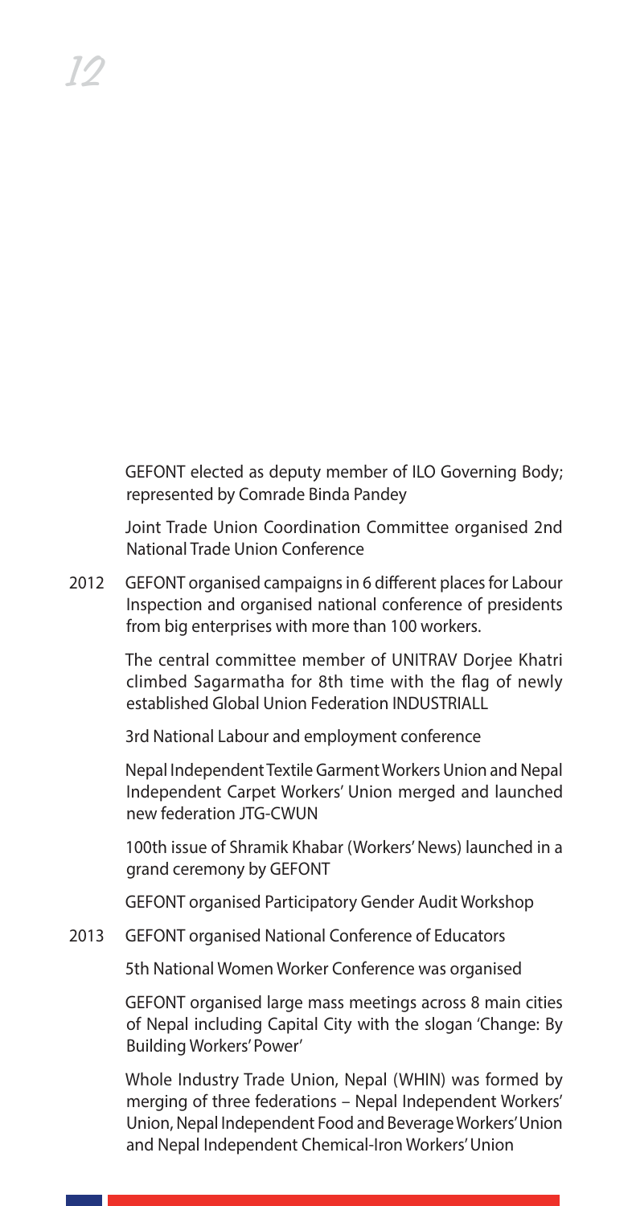GEFONT elected as deputy member of ILO Governing Body; represented by Comrade Binda Pandey

Joint Trade Union Coordination Committee organised 2nd National Trade Union Conference

2012 GEFONT organised campaigns in 6 different places for Labour Inspection and organised national conference of presidents from big enterprises with more than 100 workers.

The central committee member of UNITRAV Dorjee Khatri climbed Sagarmatha for 8th time with the flag of newly established Global Union Federation INDUSTRIALL

3rd National Labour and employment conference

Nepal Independent Textile Garment Workers Union and Nepal Independent Carpet Workers' Union merged and launched new federation JTG-CWUN

100th issue of Shramik Khabar (Workers' News) launched in a grand ceremony by GEFONT

GEFONT organised Participatory Gender Audit Workshop

2013 GEFONT organised National Conference of Educators

5th National Women Worker Conference was organised

GEFONT organised large mass meetings across 8 main cities of Nepal including Capital City with the slogan 'Change: By Building Workers' Power'

Whole Industry Trade Union, Nepal (WHIN) was formed by merging of three federations – Nepal Independent Workers' Union, Nepal Independent Food and Beverage Workers' Union and Nepal Independent Chemical-Iron Workers' Union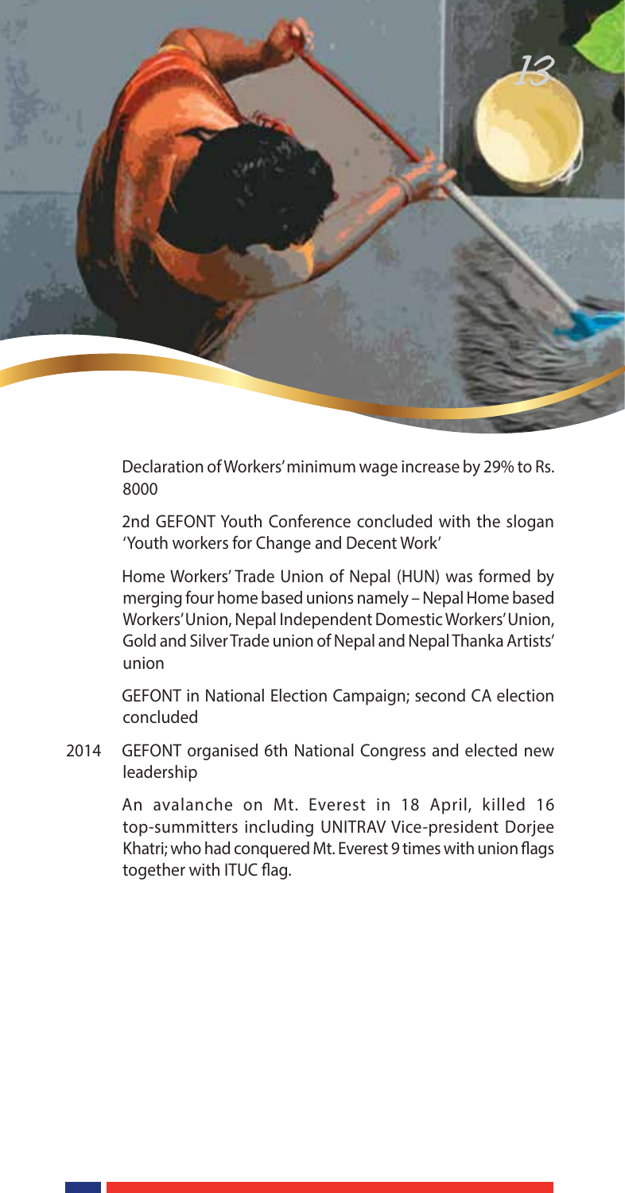Declaration of Workers' minimum wage increase by 29% to Rs. 8000

2nd GEFONT Youth Conference concluded with the slogan 'Youth workers for Change and Decent Work'

Home Workers' Trade Union of Nepal (HUN) was formed by merging four home based unions namely – Nepal Home based Workers' Union, Nepal Independent Domestic Workers' Union, Gold and Silver Trade union of Nepal and Nepal Thanka Artists' union

GEFONT in National Election Campaign; second CA election concluded

2014 GEFONT organised 6th National Congress and elected new leadership

An avalanche on Mt. Everest in 18 April, killed 16 top-summitters including UNITRAV Vice-president Dorjee Khatri; who had conquered Mt. Everest 9 times with union flags together with ITUC flag.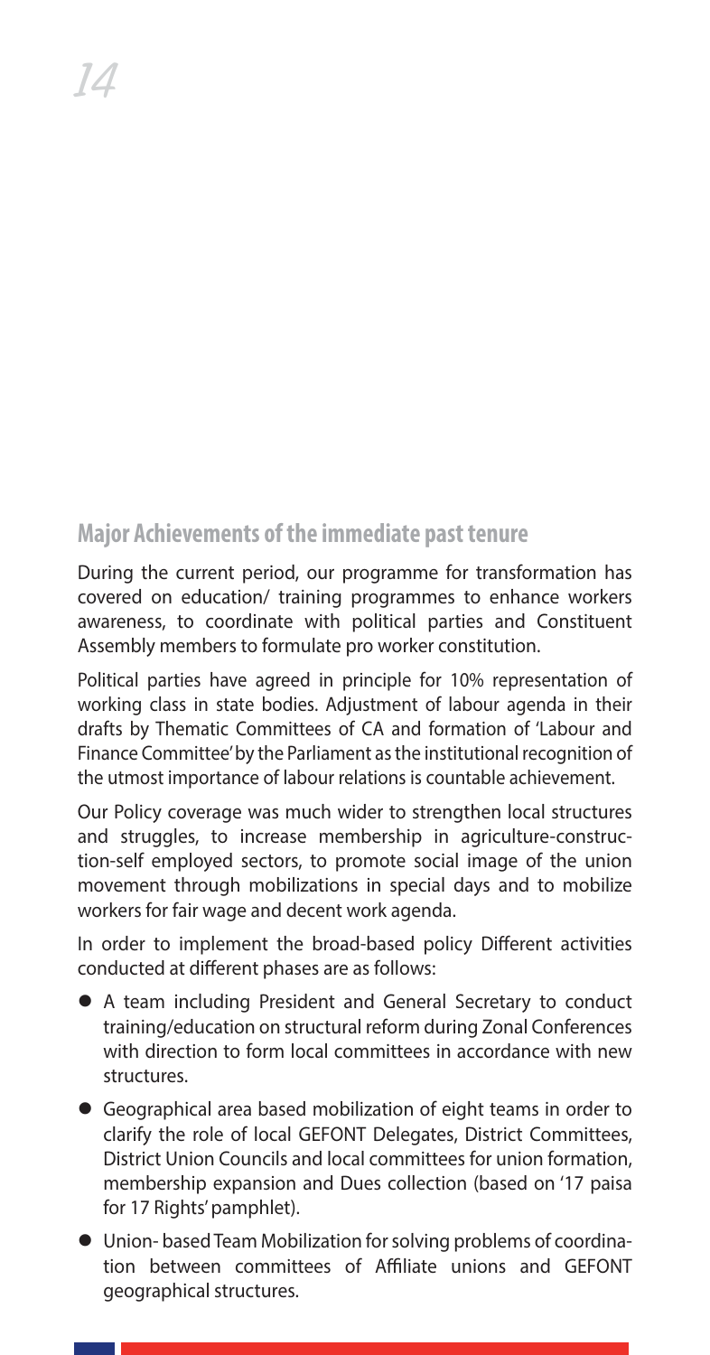## Major Achievements of the immediate past tenure

During the current period, our programme for transformation has covered on education/ training programmes to enhance workers awareness, to coordinate with political parties and Constituent Assembly members to formulate pro worker constitution.

Political parties have agreed in principle for 10% representation of working class in state bodies. Adjustment of labour agenda in their drafts by Thematic Committees of CA and formation of 'Labour and Finance Committee' by the Parliament as the institutional recognition of the utmost importance of labour relations is countable achievement.

Our Policy coverage was much wider to strengthen local structures and struggles, to increase membership in agriculture-construction-self employed sectors, to promote social image of the union movement through mobilizations in special days and to mobilize workers for fair wage and decent work agenda.

In order to implement the broad-based policy Different activities conducted at different phases are as follows:

- A team including President and General Secretary to conduct training/education on structural reform during Zonal Conferences with direction to form local committees in accordance with new structures.
- Geographical area based mobilization of eight teams in order to clarify the role of local GEFONT Delegates, District Committees, District Union Councils and local committees for union formation, membership expansion and Dues collection (based on '17 paisa for 17 Rights' pamphlet).
- Union- based Team Mobilization for solving problems of coordination between committees of Affiliate unions and GEFONT geographical structures.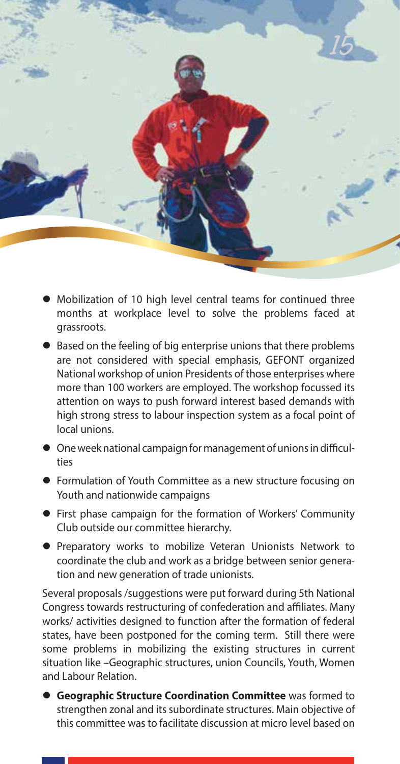- Mobilization of 10 high level central teams for continued three months at workplace level to solve the problems faced at grassroots.
- Based on the feeling of big enterprise unions that there problems are not considered with special emphasis, GEFONT organized National workshop of union Presidents of those enterprises where more than 100 workers are employed. The workshop focussed its attention on ways to push forward interest based demands with high strong stress to labour inspection system as a focal point of local unions.
- One week national campaign for management of unions in difficulties
- Formulation of Youth Committee as a new structure focusing on Youth and nationwide campaigns
- First phase campaign for the formation of Workers' Community Club outside our committee hierarchy.
- Preparatory works to mobilize Veteran Unionists Network to coordinate the club and work as a bridge between senior generation and new generation of trade unionists.

Several proposals /suggestions were put forward during 5th National Congress towards restructuring of confederation and affiliates. Many works/ activities designed to function after the formation of federal states, have been postponed for the coming term. Still there were some problems in mobilizing the existing structures in current situation like –Geographic structures, union Councils, Youth, Women and Labour Relation.

- **Geographic Structure Coordination Committee** was formed to strengthen zonal and its subordinate structures. Main objective of this committee was to facilitate discussion at micro level based on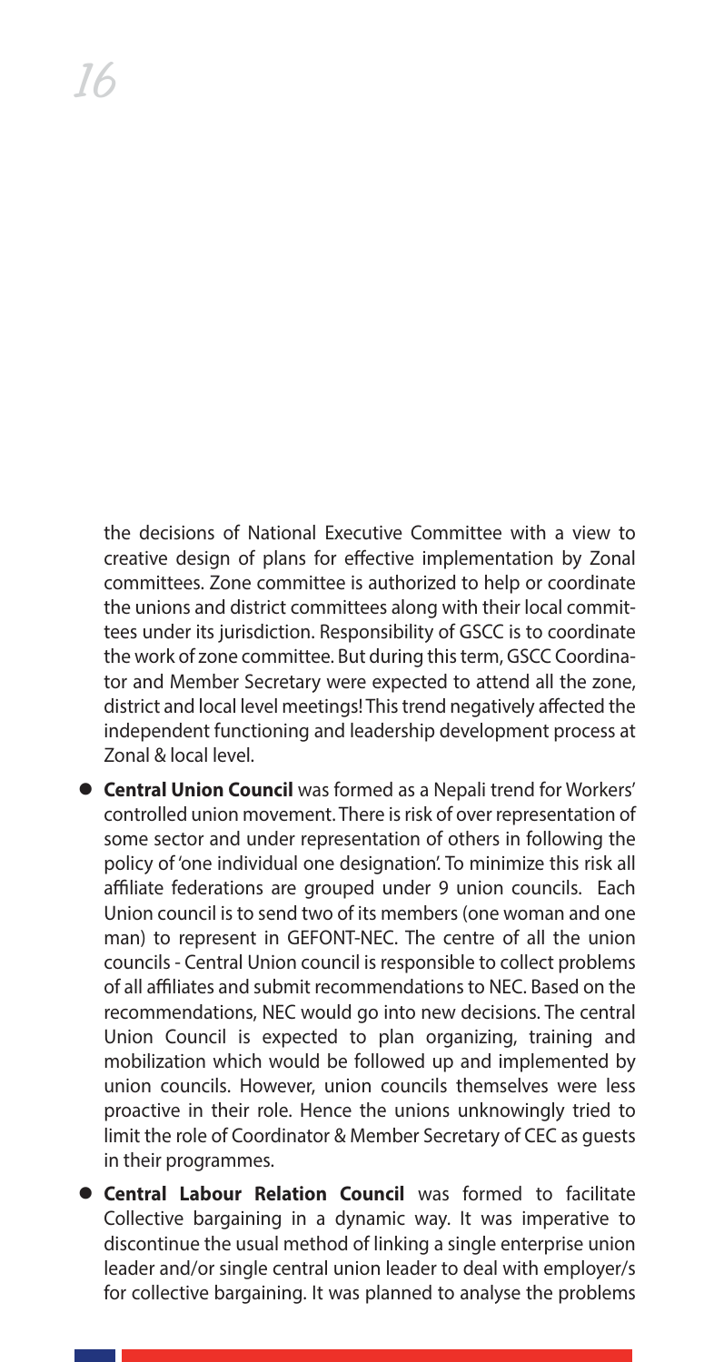the decisions of National Executive Committee with a view to creative design of plans for effective implementation by Zonal committees. Zone committee is authorized to help or coordinate the unions and district committees along with their local committees under its jurisdiction. Responsibility of GSCC is to coordinate the work of zone committee. But during this term, GSCC Coordinator and Member Secretary were expected to attend all the zone, district and local level meetings! This trend negatively affected the independent functioning and leadership development process at Zonal & local level.

- **Central Union Council** was formed as a Nepali trend for Workers' controlled union movement. There is risk of over representation of some sector and under representation of others in following the policy of 'one individual one designation'. To minimize this risk all affiliate federations are grouped under 9 union councils. Each Union council is to send two of its members (one woman and one man) to represent in GEFONT-NEC. The centre of all the union councils - Central Union council is responsible to collect problems of all affiliates and submit recommendations to NEC. Based on the recommendations, NEC would go into new decisions. The central Union Council is expected to plan organizing, training and mobilization which would be followed up and implemented by union councils. However, union councils themselves were less proactive in their role. Hence the unions unknowingly tried to limit the role of Coordinator & Member Secretary of CEC as guests in their programmes.
- **Central Labour Relation Council** was formed to facilitate Collective bargaining in a dynamic way. It was imperative to discontinue the usual method of linking a single enterprise union leader and/or single central union leader to deal with employer/s for collective bargaining. It was planned to analyse the problems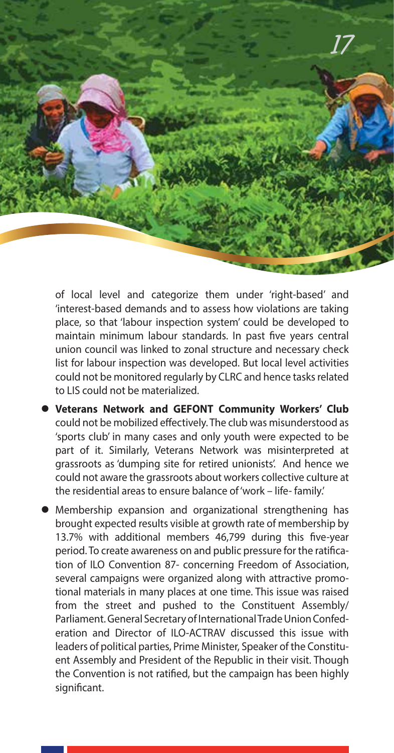of local level and categorize them under 'right-based' and 'interest-based demands and to assess how violations are taking place, so that 'labour inspection system' could be developed to maintain minimum labour standards. In past five years central union council was linked to zonal structure and necessary check list for labour inspection was developed. But local level activities could not be monitored regularly by CLRC and hence tasks related to LIS could not be materialized.

- **Veterans Network and GEFONT Community Workers' Club** could not be mobilized effectively. The club was misunderstood as 'sports club' in many cases and only youth were expected to be part of it. Similarly, Veterans Network was misinterpreted at grassroots as 'dumping site for retired unionists'. And hence we could not aware the grassroots about workers collective culture at the residential areas to ensure balance of 'work – life- family.'
- Membership expansion and organizational strengthening has brought expected results visible at growth rate of membership by 13.7% with additional members 46,799 during this five-year period. To create awareness on and public pressure for the ratification of ILO Convention 87- concerning Freedom of Association, several campaigns were organized along with attractive promotional materials in many places at one time. This issue was raised from the street and pushed to the Constituent Assembly/ Parliament. General Secretary of International Trade Union Confederation and Director of ILO-ACTRAV discussed this issue with leaders of political parties, Prime Minister, Speaker of the Constituent Assembly and President of the Republic in their visit. Though the Convention is not ratified, but the campaign has been highly significant.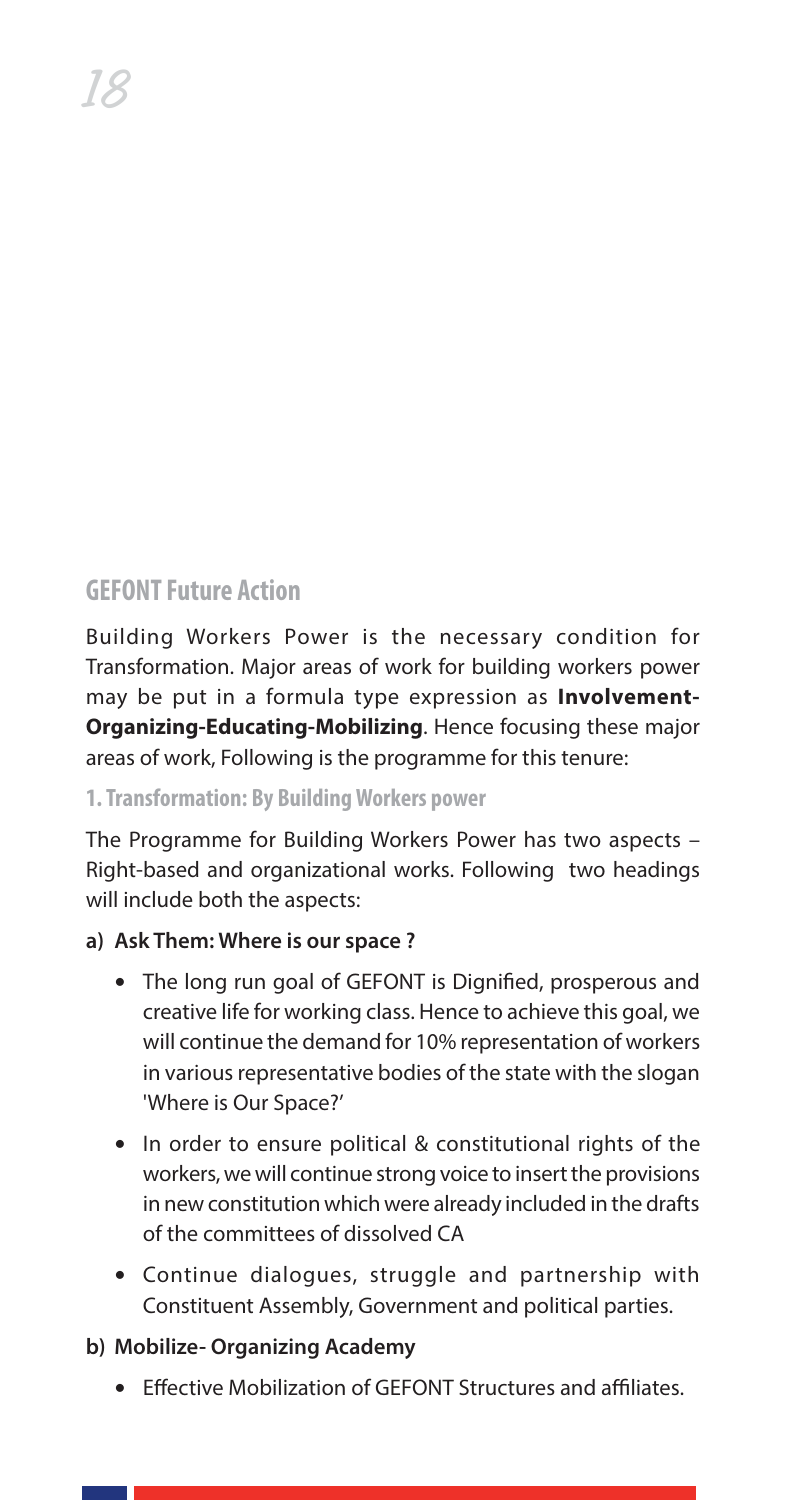## GEFONT Future Action

Building Workers Power is the necessary condition for Transformation. Major areas of work for building workers power may be put in a formula type expression as **Involvement-Organizing-Educating-Mobilizing**. Hence focusing these major areas of work, Following is the programme for this tenure:

### 1. Transformation: By Building Workers power

The Programme for Building Workers Power has two aspects – Right-based and organizational works. Following two headings will include both the aspects:

**a) Ask Them: Where is our space ?**

- The long run goal of GEFONT is Dignified, prosperous and creative life for working class. Hence to achieve this goal, we will continue the demand for 10% representation of workers in various representative bodies of the state with the slogan 'Where is Our Space?'
- In order to ensure political & constitutional rights of the workers, we will continue strong voice to insert the provisions in new constitution which were already included in the drafts of the committees of dissolved CA
- Continue dialogues, struggle and partnership with Constituent Assembly, Government and political parties.

**b) Mobilize- Organizing Academy**

- Effective Mobilization of GEFONT Structures and affiliates.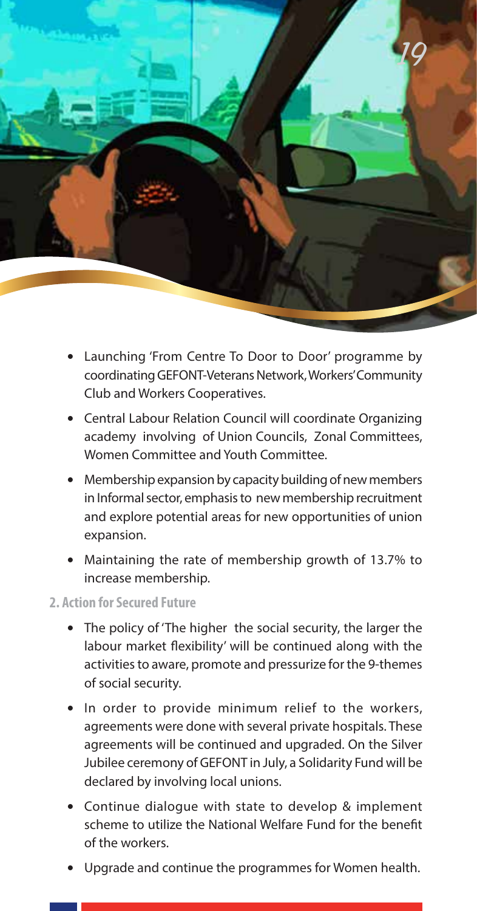- Launching 'From Centre To Door to Door' programme by coordinating GEFONT-Veterans Network, Workers' Community Club and Workers Cooperatives.
- Central Labour Relation Council will coordinate Organizing academy involving of Union Councils, Zonal Committees, Women Committee and Youth Committee.
- Membership expansion by capacity building of new members in Informal sector, emphasis to new membership recruitment and explore potential areas for new opportunities of union expansion.
- Maintaining the rate of membership growth of 13.7% to increase membership.

**2. Action for Secured Future**

- The policy of 'The higher the social security, the larger the labour market flexibility' will be continued along with the activities to aware, promote and pressurize for the 9-themes of social security.
- In order to provide minimum relief to the workers, agreements were done with several private hospitals. These agreements will be continued and upgraded. On the Silver Jubilee ceremony of GEFONT in July, a Solidarity Fund will be declared by involving local unions.
- Continue dialogue with state to develop & implement scheme to utilize the National Welfare Fund for the benefit of the workers.
- Upgrade and continue the programmes for Women health.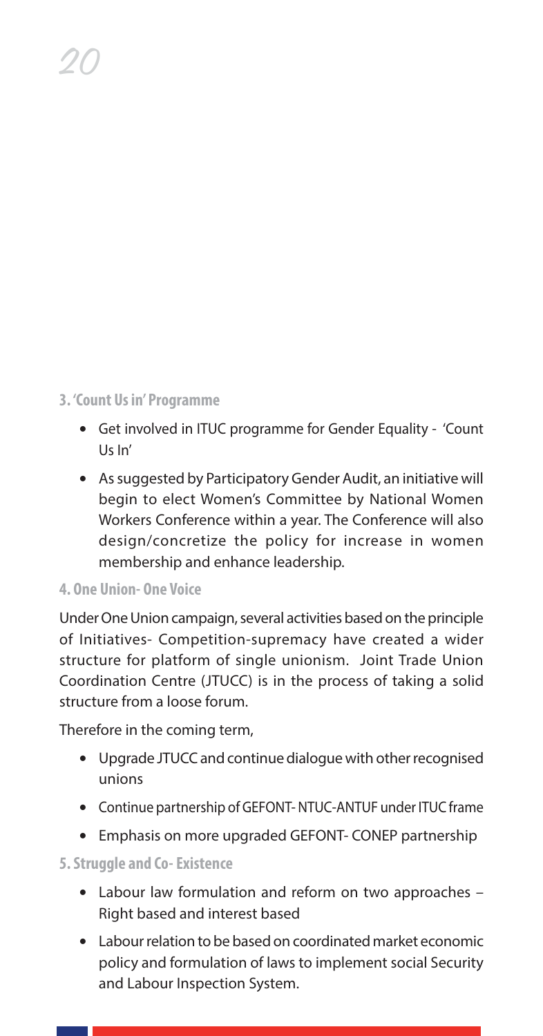**3. 'Count Us in' Programme**

- Get involved in ITUC programme for Gender Equality - 'Count Us In'
- As suggested by Participatory Gender Audit, an initiative will begin to elect Women's Committee by National Women Workers Conference within a year. The Conference will also design/concretize the policy for increase in women membership and enhance leadership.

**4. One Union- One Voice**

Under One Union campaign, several activities based on the principle of Initiatives- Competition-supremacy have created a wider structure for platform of single unionism. Joint Trade Union Coordination Centre (JTUCC) is in the process of taking a solid structure from a loose forum.

Therefore in the coming term,

- Upgrade JTUCC and continue dialogue with other recognised unions
- Continue partnership of GEFONT- NTUC-ANTUF under ITUC frame
- Emphasis on more upgraded GEFONT- CONEP partnership

**5. Struggle and Co- Existence**

- Labour law formulation and reform on two approaches – Right based and interest based
- Labour relation to be based on coordinated market economic policy and formulation of laws to implement social Security and Labour Inspection System.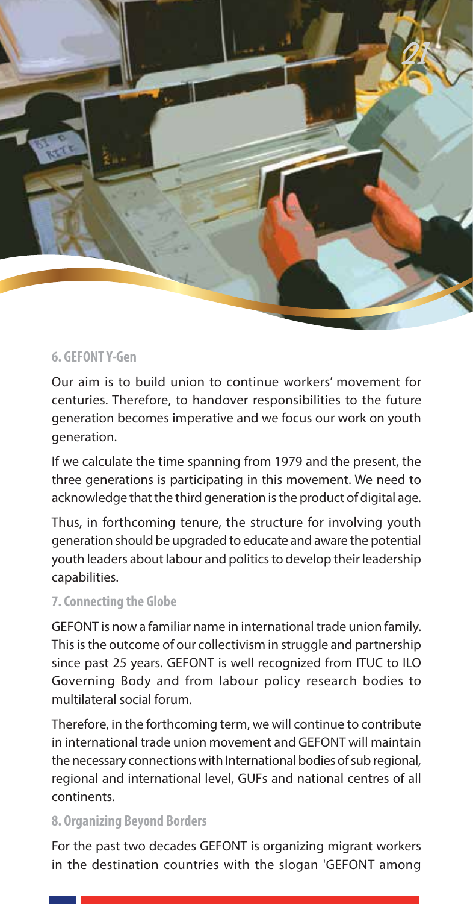### 6. GEFONT Y-Gen

Our aim is to build union to continue workers' movement for centuries. Therefore, to handover responsibilities to the future generation becomes imperative and we focus our work on youth generation.

If we calculate the time spanning from 1979 and the present, the three generations is participating in this movement. We need to acknowledge that the third generation is the product of digital age.

Thus, in forthcoming tenure, the structure for involving youth generation should be upgraded to educate and aware the potential youth leaders about labour and politics to develop their leadership capabilities.

### 7. Connecting the Globe

GEFONT is now a familiar name in international trade union family. This is the outcome of our collectivism in struggle and partnership since past 25 years. GEFONT is well recognized from ITUC to ILO Governing Body and from labour policy research bodies to multilateral social forum.

Therefore, in the forthcoming term, we will continue to contribute in international trade union movement and GEFONT will maintain the necessary connections with International bodies of sub regional, regional and international level, GUFs and national centres of all continents.

### 8. Organizing Beyond Borders

For the past two decades GEFONT is organizing migrant workers in the destination countries with the slogan 'GEFONT among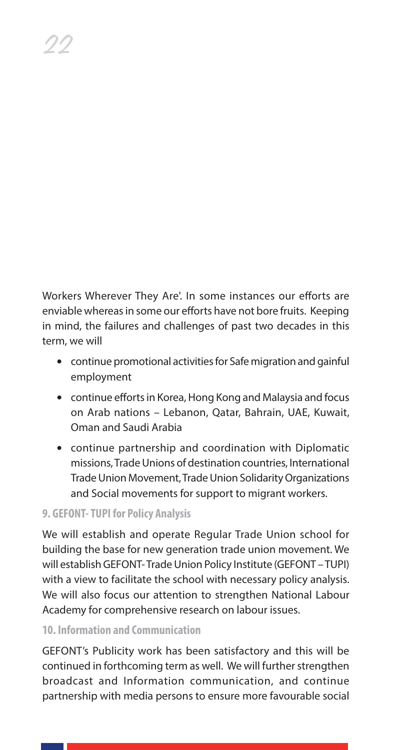Workers Wherever They Are'. In some instances our efforts are enviable whereas in some our efforts have not bore fruits. Keeping in mind, the failures and challenges of past two decades in this term, we will

- continue promotional activities for Safe migration and gainful employment
- continue efforts in Korea, Hong Kong and Malaysia and focus on Arab nations – Lebanon, Qatar, Bahrain, UAE, Kuwait, Oman and Saudi Arabia
- continue partnership and coordination with Diplomatic missions, Trade Unions of destination countries, International Trade Union Movement, Trade Union Solidarity Organizations and Social movements for support to migrant workers.

### 9. GEFONT- TUPI for Policy Analysis

We will establish and operate Regular Trade Union school for building the base for new generation trade union movement. We will establish GEFONT- Trade Union Policy Institute (GEFONT – TUPI) with a view to facilitate the school with necessary policy analysis. We will also focus our attention to strengthen National Labour Academy for comprehensive research on labour issues.

### 10. Information and Communication

GEFONT's Publicity work has been satisfactory and this will be continued in forthcoming term as well. We will further strengthen broadcast and Information communication, and continue partnership with media persons to ensure more favourable social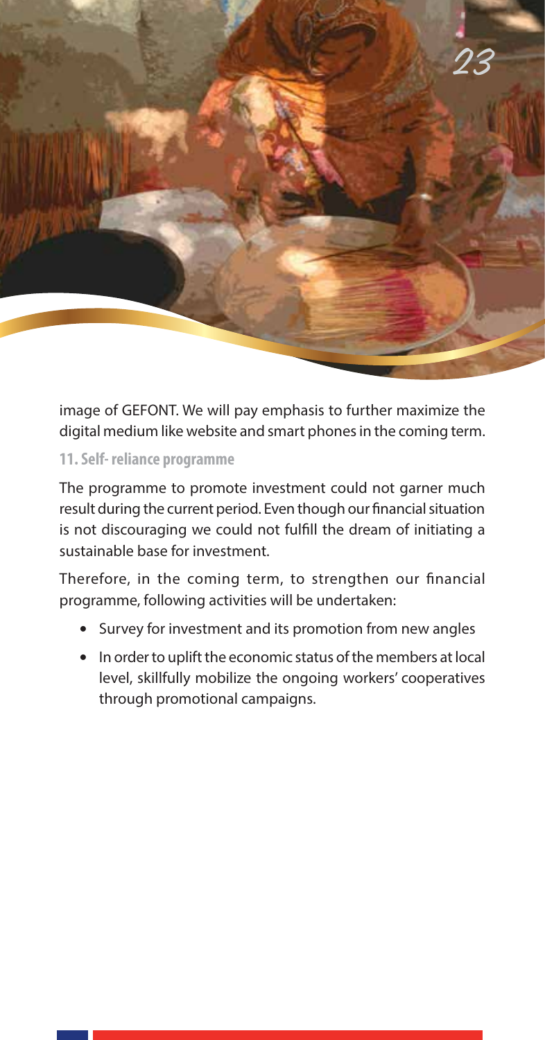image of GEFONT. We will pay emphasis to further maximize the digital medium like website and smart phones in the coming term.

### 11. Self- reliance programme

The programme to promote investment could not garner much result during the current period. Even though our financial situation is not discouraging we could not fulfill the dream of initiating a sustainable base for investment.

Therefore, in the coming term, to strengthen our financial programme, following activities will be undertaken:

- Survey for investment and its promotion from new angles
- In order to uplift the economic status of the members at local level, skillfully mobilize the ongoing workers' cooperatives through promotional campaigns.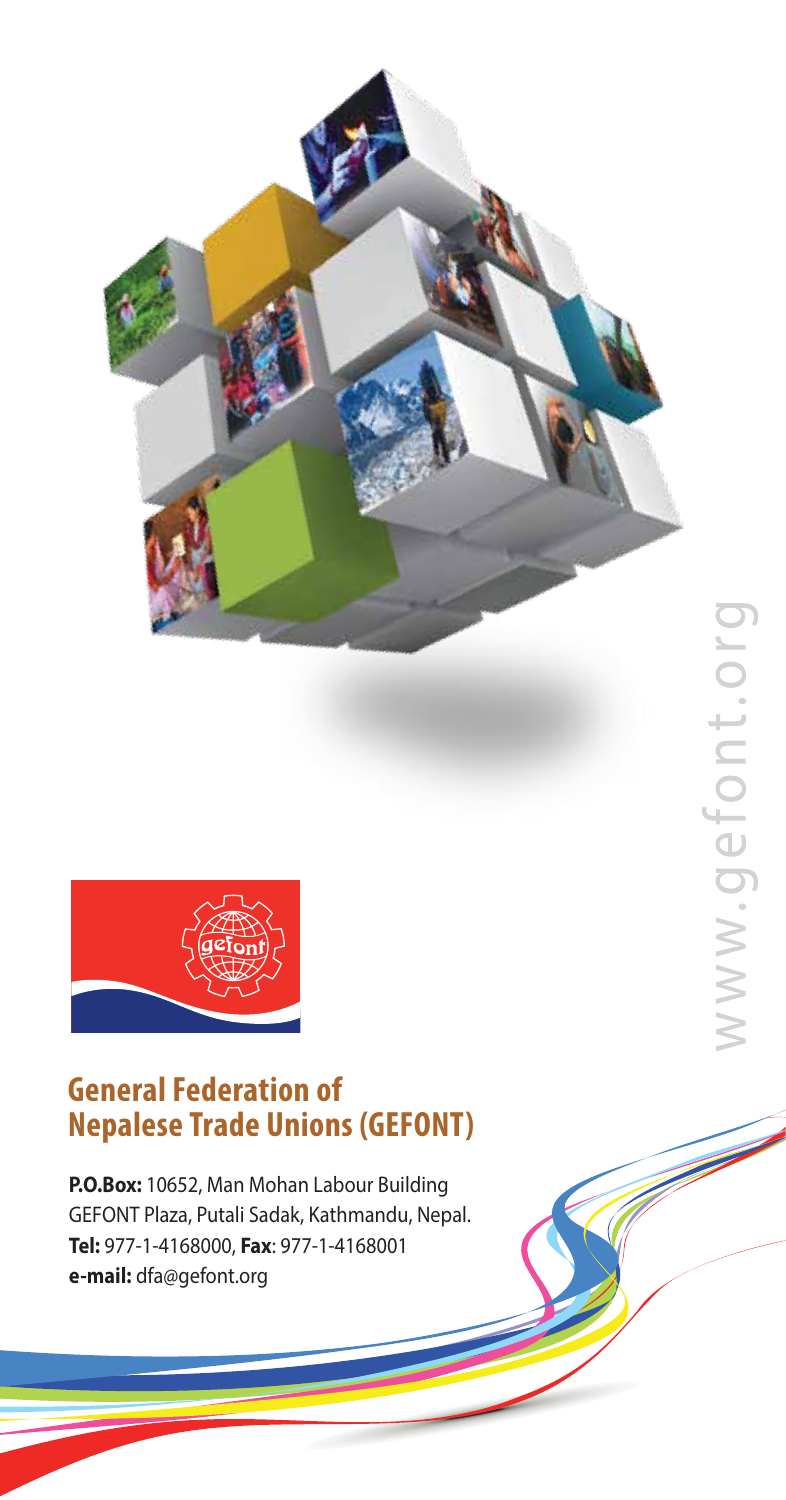www.gefont.org

## General Federation of Nepalese Trade Unions (GEFONT)

**P.O.Box:** 10652, Man Mohan Labour Building
GEFONT Plaza, Putali Sadak, Kathmandu, Nepal.
**Tel:** 977-1-4168000, **Fax**: 977-1-4168001
**e-mail:** dfa@gefont.org